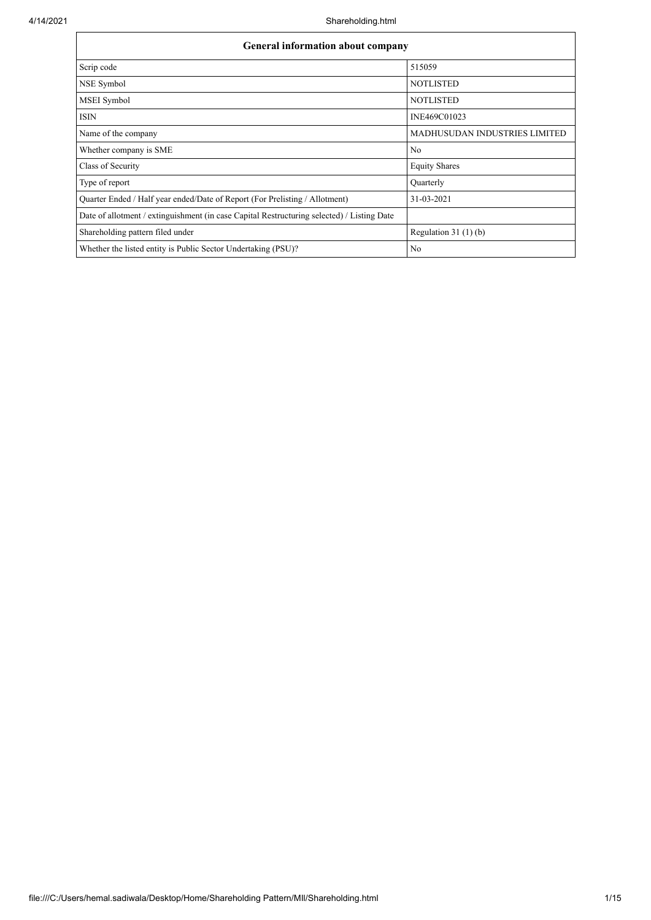| General information about company | |
|---|---|
| Scrip code | 515059 |
| NSE Symbol | NOTLISTED |
| MSEI Symbol | NOTLISTED |
| ISIN | INE469C01023 |
| Name of the company | MADHUSUDAN INDUSTRIES LIMITED |
| Whether company is SME | No |
| Class of Security | Equity Shares |
| Type of report | Quarterly |
| Quarter Ended / Half year ended/Date of Report (For Prelisting / Allotment) | 31-03-2021 |
| Date of allotment / extinguishment (in case Capital Restructuring selected) / Listing Date | |
| Shareholding pattern filed under | Regulation 31 (1) (b) |
| Whether the listed entity is Public Sector Undertaking (PSU)? | No |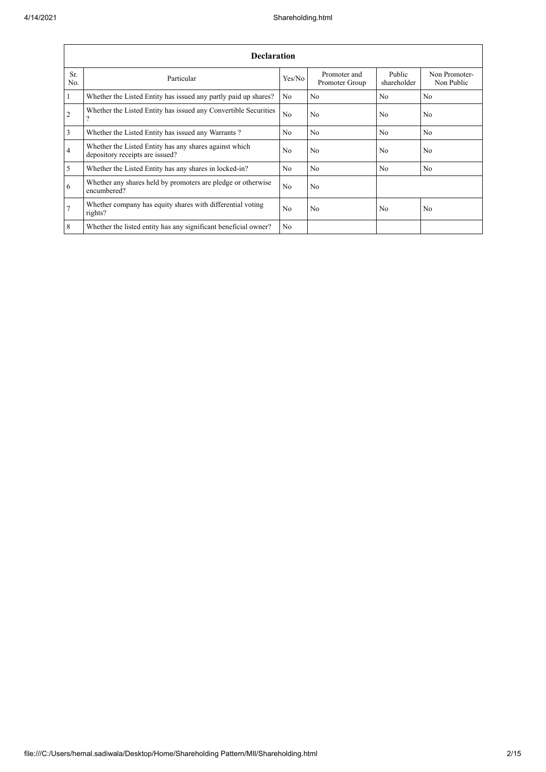| Declaration | | | | | |
|---|---|---|---|---|---|
| Sr. No. | Particular | Yes/No | Promoter and Promoter Group | Public shareholder | Non Promoter- Non Public |
| 1 | Whether the Listed Entity has issued any partly paid up shares? | No | No | No | No |
| 2 | Whether the Listed Entity has issued any Convertible Securities ? | No | No | No | No |
| 3 | Whether the Listed Entity has issued any Warrants ? | No | No | No | No |
| 4 | Whether the Listed Entity has any shares against which depository receipts are issued? | No | No | No | No |
| 5 | Whether the Listed Entity has any shares in locked-in? | No | No | No | No |
| 6 | Whether any shares held by promoters are pledge or otherwise encumbered? | No | No | | |
| 7 | Whether company has equity shares with differential voting rights? | No | No | No | No |
| 8 | Whether the listed entity has any significant beneficial owner? | No | | | |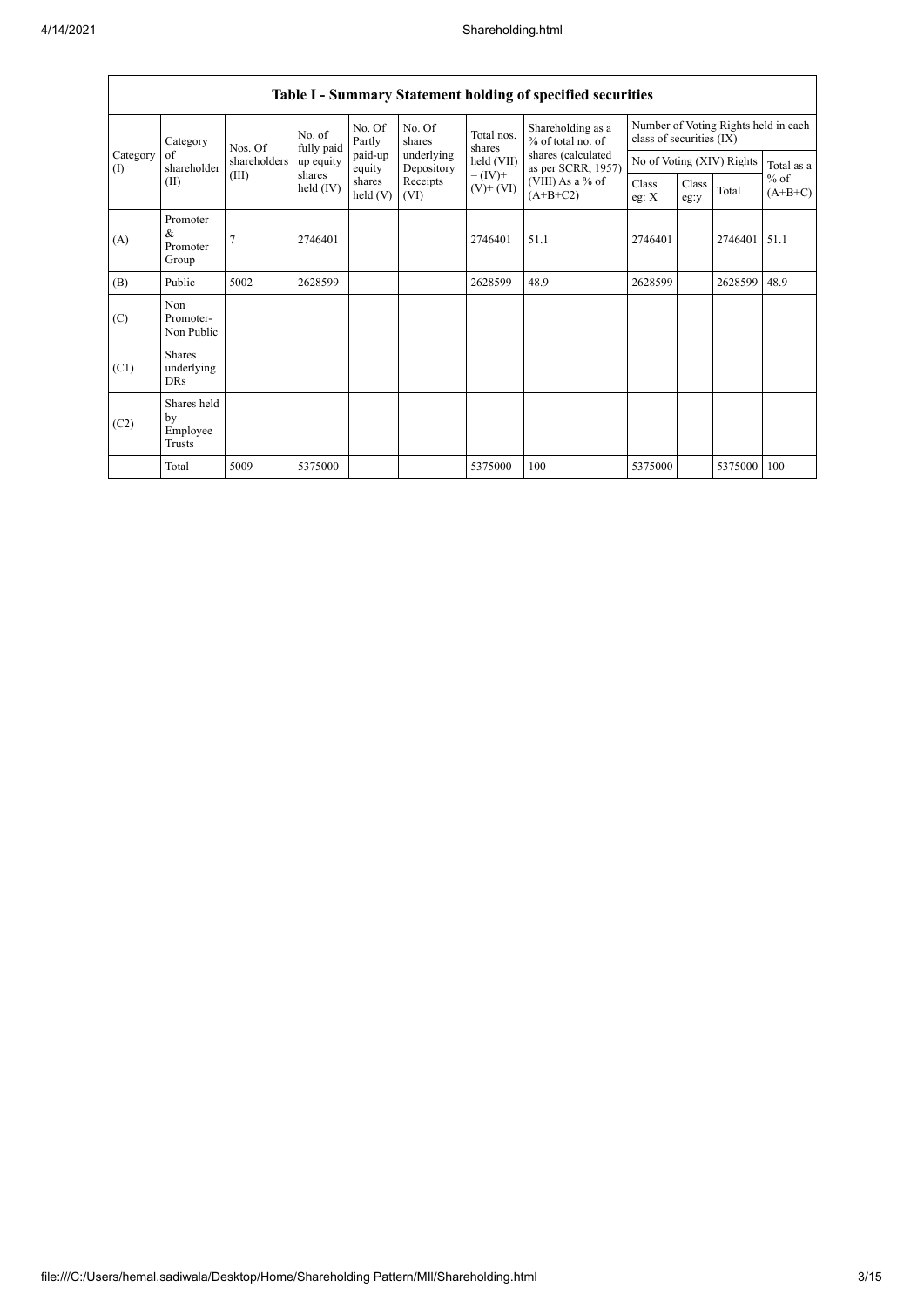| Table I - Summary Statement holding of specified securities | | | | | | | | | | | | |
|---|---|---|---|---|---|---|---|---|---|---|---|---|
| Category (I) | Category of shareholder (II) | Nos. Of shareholders (III) | No. of fully paid up equity shares held (IV) | No. Of Partly paid-up equity shares held (V) | No. Of shares underlying Depository Receipts (VI) | Total nos. shares held (VII) = (IV)+ (V)+ (VI) | Shareholding as a % of total no. of shares (calculated as per SCRR, 1957) (VIII) As a % of (A+B+C2) | Number of Voting Rights held in each class of securities (IX) | | | |
| | | | | | | | | No of Voting (XIV) Rights | | | Total as a % of (A+B+C) |
| | | | | | | | | Class eg: X | Class eg:y | Total | |
| (A) | Promoter & Promoter Group | 7 | 2746401 | | | 2746401 | 51.1 | 2746401 | | 2746401 | 51.1 |
| (B) | Public | 5002 | 2628599 | | | 2628599 | 48.9 | 2628599 | | 2628599 | 48.9 |
| (C) | Non Promoter- Non Public | | | | | | | | | | |
| (C1) | Shares underlying DRs | | | | | | | | | | |
| (C2) | Shares held by Employee Trusts | | | | | | | | | | |
| | Total | 5009 | 5375000 | | | 5375000 | 100 | 5375000 | | 5375000 | 100 |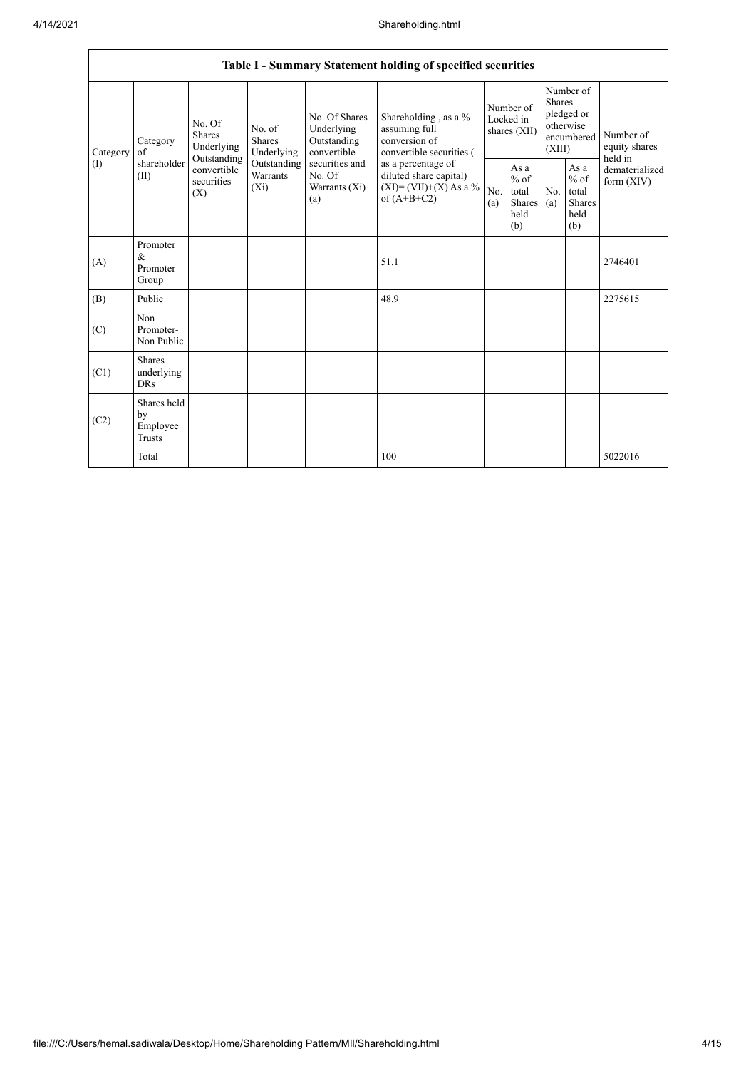| Table I - Summary Statement holding of specified securities | | | | | | | | | | | |
|---|---|---|---|---|---|---|---|---|---|---|---|
| Category (I) | Category of shareholder (II) | No. Of Shares Underlying Outstanding convertible securities (X) | No. of Shares Underlying Outstanding Warrants (Xi) | No. Of Shares Underlying Outstanding convertible securities and No. Of Warrants (Xi) (a) | Shareholding , as a % assuming full conversion of convertible securities ( as a percentage of diluted share capital) (XI)= (VII)+(X) As a % of (A+B+C2) | Number of Locked in shares (XII) | | Number of Shares pledged or otherwise encumbered (XIII) | | Number of equity shares held in dematerialized form (XIV) |
| | | | | | | No. (a) | As a % of total Shares held (b) | No. (a) | As a % of total Shares held (b) | |
| (A) | Promoter & Promoter Group | | | | 51.1 | | | | | 2746401 |
| (B) | Public | | | | 48.9 | | | | | 2275615 |
| (C) | Non Promoter- Non Public | | | | | | | | | |
| (C1) | Shares underlying DRs | | | | | | | | | |
| (C2) | Shares held by Employee Trusts | | | | | | | | | |
| | Total | | | | 100 | | | | | 5022016 |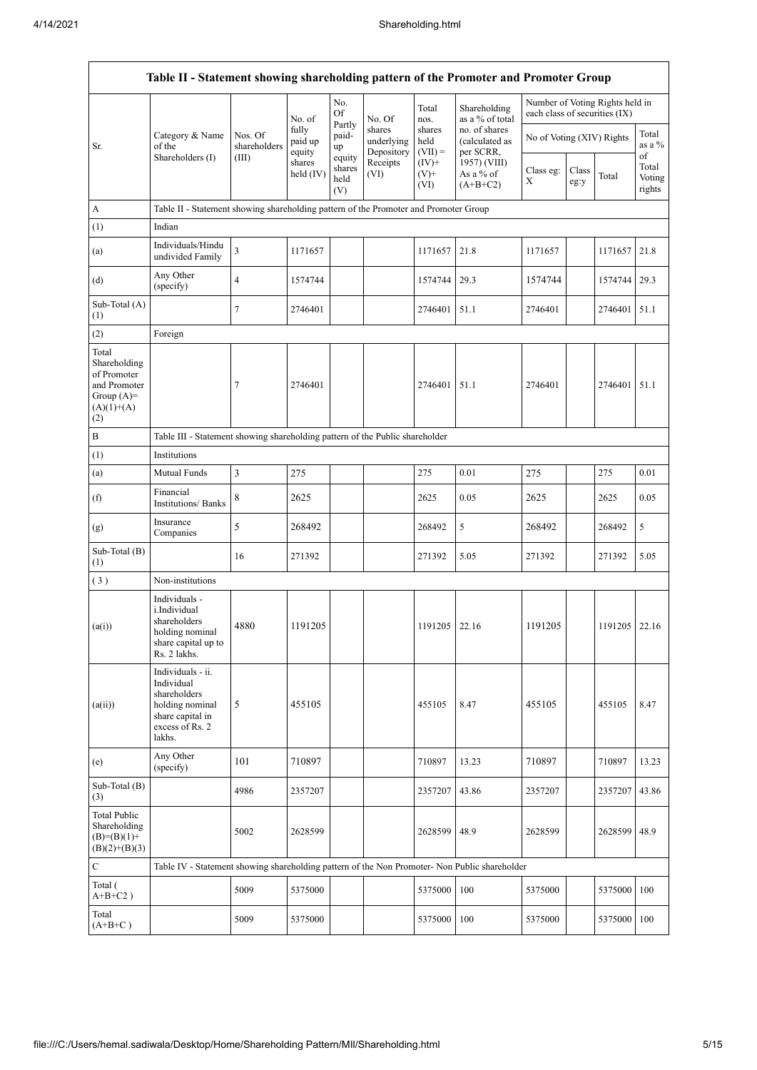| Table II - Statement showing shareholding pattern of the Promoter and Promoter Group | | | | | | | | | | | | |
|---|---|---|---|---|---|---|---|---|---|---|---|---|
| Sr. | Category & Name of the Shareholders (I) | Nos. Of shareholders (III) | No. of fully paid up equity shares held (IV) | No. Of Partly paid-up equity shares held (V) | No. Of shares underlying Depository Receipts (VI) | Total nos. shares held (VII) = (IV)+ (V)+ (VI) | Shareholding as a % of total no. of shares (calculated as per SCRR, 1957) (VIII) As a % of (A+B+C2) | Number of Voting Rights held in each class of securities (IX) | | | |
| | | | | | | | | No of Voting (XIV) Rights | | | Total as a % of Total Voting rights |
| | | | | | | | | Class eg: X | Class eg:y | Total | |
| A | Table II - Statement showing shareholding pattern of the Promoter and Promoter Group | | | | | | | | | | |
| (1) | Indian | | | | | | | | | | |
| (a) | Individuals/Hindu undivided Family | 3 | 1171657 | | | 1171657 | 21.8 | 1171657 | | 1171657 | 21.8 |
| (d) | Any Other (specify) | 4 | 1574744 | | | 1574744 | 29.3 | 1574744 | | 1574744 | 29.3 |
| Sub-Total (A) (1) | | 7 | 2746401 | | | 2746401 | 51.1 | 2746401 | | 2746401 | 51.1 |
| (2) | Foreign | | | | | | | | | | |
| Total Shareholding of Promoter and Promoter Group (A)= (A)(1)+(A)(2) | | 7 | 2746401 | | | 2746401 | 51.1 | 2746401 | | 2746401 | 51.1 |
| B | Table III - Statement showing shareholding pattern of the Public shareholder | | | | | | | | | | |
| (1) | Institutions | | | | | | | | | | |
| (a) | Mutual Funds | 3 | 275 | | | 275 | 0.01 | 275 | | 275 | 0.01 |
| (f) | Financial Institutions/ Banks | 8 | 2625 | | | 2625 | 0.05 | 2625 | | 2625 | 0.05 |
| (g) | Insurance Companies | 5 | 268492 | | | 268492 | 5 | 268492 | | 268492 | 5 |
| Sub-Total (B) (1) | | 16 | 271392 | | | 271392 | 5.05 | 271392 | | 271392 | 5.05 |
| (3) | Non-institutions | | | | | | | | | | |
| (a(i)) | Individuals - i.Individual shareholders holding nominal share capital up to Rs. 2 lakhs. | 4880 | 1191205 | | | 1191205 | 22.16 | 1191205 | | 1191205 | 22.16 |
| (a(ii)) | Individuals - ii. Individual shareholders holding nominal share capital in excess of Rs. 2 lakhs. | 5 | 455105 | | | 455105 | 8.47 | 455105 | | 455105 | 8.47 |
| (e) | Any Other (specify) | 101 | 710897 | | | 710897 | 13.23 | 710897 | | 710897 | 13.23 |
| Sub-Total (B) (3) | | 4986 | 2357207 | | | 2357207 | 43.86 | 2357207 | | 2357207 | 43.86 |
| Total Public Shareholding (B)=(B)(1)+(B)(2)+(B)(3) | | 5002 | 2628599 | | | 2628599 | 48.9 | 2628599 | | 2628599 | 48.9 |
| C | Table IV - Statement showing shareholding pattern of the Non Promoter- Non Public shareholder | | | | | | | | | | |
| Total ( A+B+C2 ) | | 5009 | 5375000 | | | 5375000 | 100 | 5375000 | | 5375000 | 100 |
| Total (A+B+C ) | | 5009 | 5375000 | | | 5375000 | 100 | 5375000 | | 5375000 | 100 |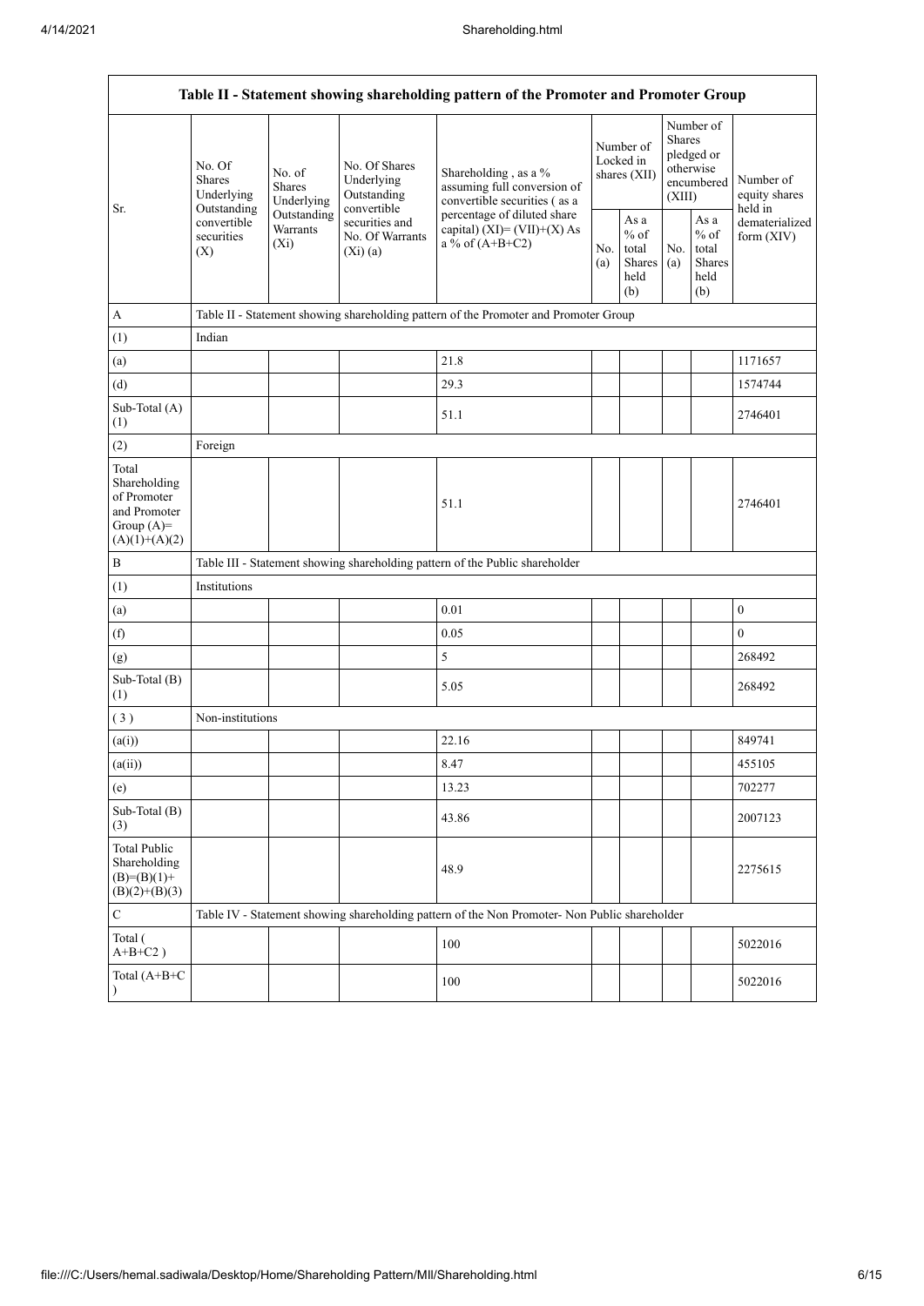| Table II - Statement showing shareholding pattern of the Promoter and Promoter Group | | | | | | | | | |
|---|---|---|---|---|---|---|---|---|---|
| Sr. | No. Of Shares Underlying Outstanding convertible securities (X) | No. of Shares Underlying Outstanding Warrants (Xi) | No. Of Shares Underlying Outstanding convertible securities and No. Of Warrants (Xi) (a) | Shareholding , as a % assuming full conversion of convertible securities ( as a percentage of diluted share capital) (XI)= (VII)+(X) As a % of (A+B+C2) | Number of Locked in shares (XII) | | Number of Shares pledged or otherwise encumbered (XIII) | | Number of equity shares held in dematerialized form (XIV) |
| | | | | | No. (a) | As a % of total Shares held (b) | No. (a) | As a % of total Shares held (b) | |
| A | Table II - Statement showing shareholding pattern of the Promoter and Promoter Group | | | | | | | | |
| (1) | Indian | | | | | | | | |
| (a) | | | | 21.8 | | | | | 1171657 |
| (d) | | | | 29.3 | | | | | 1574744 |
| Sub-Total (A) (1) | | | | 51.1 | | | | | 2746401 |
| (2) | Foreign | | | | | | | | |
| Total Shareholding of Promoter and Promoter Group (A)= (A)(1)+(A)(2) | | | | 51.1 | | | | | 2746401 |
| B | Table III - Statement showing shareholding pattern of the Public shareholder | | | | | | | | |
| (1) | Institutions | | | | | | | | |
| (a) | | | | 0.01 | | | | | 0 |
| (f) | | | | 0.05 | | | | | 0 |
| (g) | | | | 5 | | | | | 268492 |
| Sub-Total (B) (1) | | | | 5.05 | | | | | 268492 |
| ( 3 ) | Non-institutions | | | | | | | | |
| (a(i)) | | | | 22.16 | | | | | 849741 |
| (a(ii)) | | | | 8.47 | | | | | 455105 |
| (e) | | | | 13.23 | | | | | 702277 |
| Sub-Total (B) (3) | | | | 43.86 | | | | | 2007123 |
| Total Public Shareholding (B)=(B)(1)+ (B)(2)+(B)(3) | | | | 48.9 | | | | | 2275615 |
| C | Table IV - Statement showing shareholding pattern of the Non Promoter- Non Public shareholder | | | | | | | | |
| Total ( A+B+C2 ) | | | | 100 | | | | | 5022016 |
| Total (A+B+C ) | | | | 100 | | | | | 5022016 |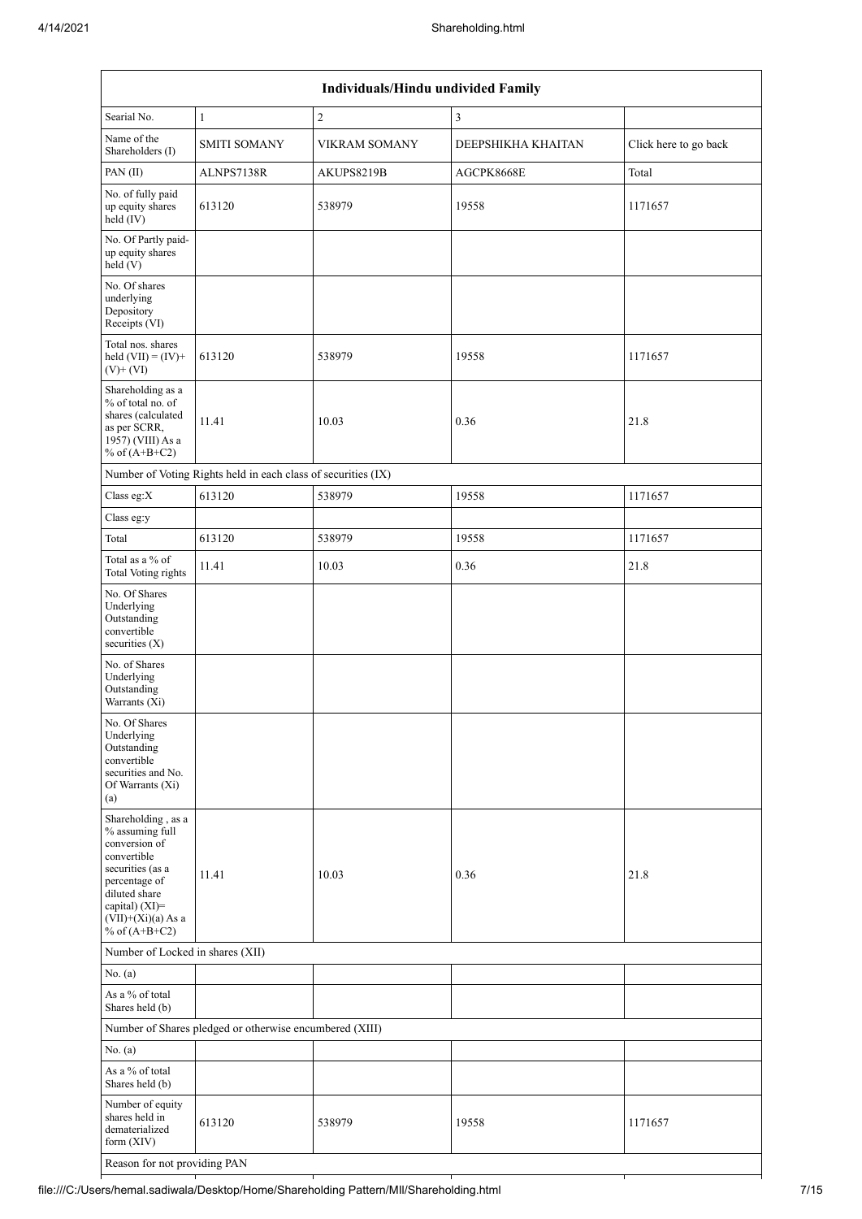| Individuals/Hindu undivided Family | | | | |
|---|---|---|---|---|
| Searial No. | 1 | 2 | 3 | |
| Name of the Shareholders (I) | SMITI SOMANY | VIKRAM SOMANY | DEEPSHIKHA KHAITAN | Click here to go back |
| PAN (II) | ALNPS7138R | AKUPS8219B | AGCPK8668E | Total |
| No. of fully paid up equity shares held (IV) | 613120 | 538979 | 19558 | 1171657 |
| No. Of Partly paid-up equity shares held (V) | | | | |
| No. Of shares underlying Depository Receipts (VI) | | | | |
| Total nos. shares held (VII) = (IV)+(V)+ (VI) | 613120 | 538979 | 19558 | 1171657 |
| Shareholding as a % of total no. of shares (calculated as per SCRR, 1957) (VIII) As a % of (A+B+C2) | 11.41 | 10.03 | 0.36 | 21.8 |
| Number of Voting Rights held in each class of securities (IX) | | | | |
| Class eg:X | 613120 | 538979 | 19558 | 1171657 |
| Class eg:y | | | | |
| Total | 613120 | 538979 | 19558 | 1171657 |
| Total as a % of Total Voting rights | 11.41 | 10.03 | 0.36 | 21.8 |
| No. Of Shares Underlying Outstanding convertible securities (X) | | | | |
| No. of Shares Underlying Outstanding Warrants (Xi) | | | | |
| No. Of Shares Underlying Outstanding convertible securities and No. Of Warrants (Xi) (a) | | | | |
| Shareholding , as a % assuming full conversion of convertible securities (as a percentage of diluted share capital) (XI)= (VII)+(Xi)(a) As a % of (A+B+C2) | 11.41 | 10.03 | 0.36 | 21.8 |
| Number of Locked in shares (XII) | | | | |
| No. (a) | | | | |
| As a % of total Shares held (b) | | | | |
| Number of Shares pledged or otherwise encumbered (XIII) | | | | |
| No. (a) | | | | |
| As a % of total Shares held (b) | | | | |
| Number of equity shares held in dematerialized form (XIV) | 613120 | 538979 | 19558 | 1171657 |
| Reason for not providing PAN | | | | |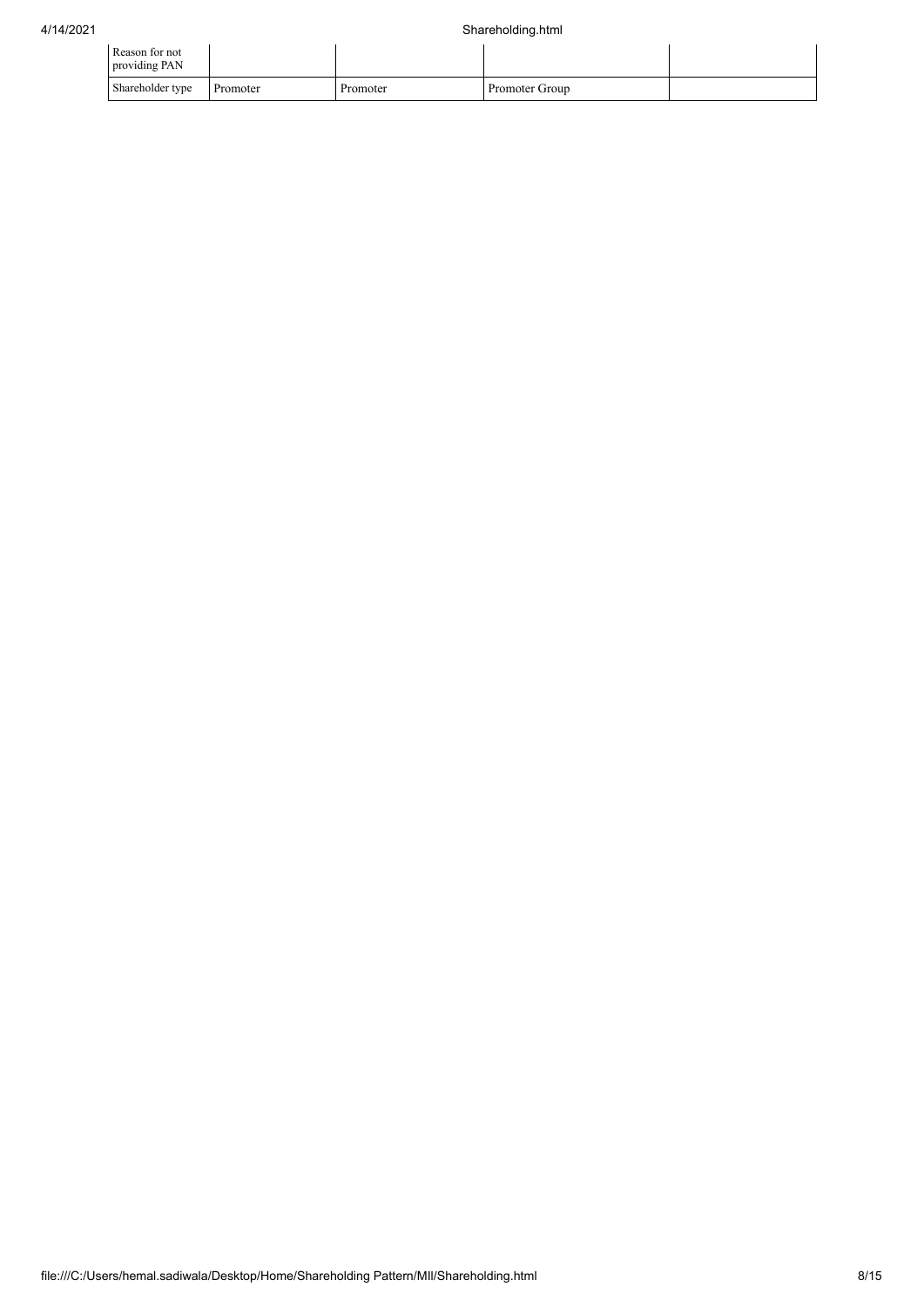| Reason for not providing PAN | | | | |
| --- | --- | --- | --- | --- |
| Shareholder type | Promoter | Promoter | Promoter Group | |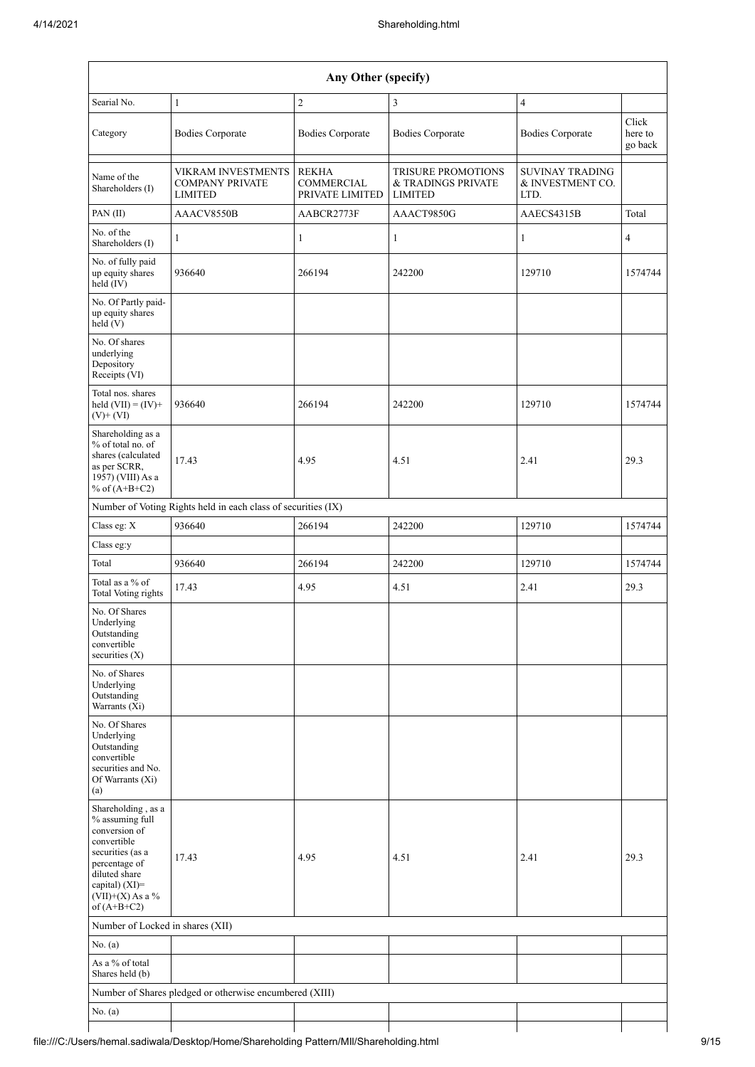| Any Other (specify) | | | | | |
|---|---|---|---|---|---|
| Searial No. | 1 | 2 | 3 | 4 | |
| Category | Bodies Corporate | Bodies Corporate | Bodies Corporate | Bodies Corporate | Click here to go back |
| Name of the Shareholders (I) | VIKRAM INVESTMENTS COMPANY PRIVATE LIMITED | REKHA COMMERCIAL PRIVATE LIMITED | TRISURE PROMOTIONS & TRADINGS PRIVATE LIMITED | SUVINAY TRADING & INVESTMENT CO. LTD. | |
| PAN (II) | AAACV8550B | AABCR2773F | AAACT9850G | AAECS4315B | Total |
| No. of the Shareholders (I) | 1 | 1 | 1 | 1 | 4 |
| No. of fully paid up equity shares held (IV) | 936640 | 266194 | 242200 | 129710 | 1574744 |
| No. Of Partly paid-up equity shares held (V) | | | | | |
| No. Of shares underlying Depository Receipts (VI) | | | | | |
| Total nos. shares held (VII) = (IV)+(V)+ (VI) | 936640 | 266194 | 242200 | 129710 | 1574744 |
| Shareholding as a % of total no. of shares (calculated as per SCRR, 1957) (VIII) As a % of (A+B+C2) | 17.43 | 4.95 | 4.51 | 2.41 | 29.3 |
| Number of Voting Rights held in each class of securities (IX) | | | | | |
| Class eg: X | 936640 | 266194 | 242200 | 129710 | 1574744 |
| Class eg:y | | | | | |
| Total | 936640 | 266194 | 242200 | 129710 | 1574744 |
| Total as a % of Total Voting rights | 17.43 | 4.95 | 4.51 | 2.41 | 29.3 |
| No. Of Shares Underlying Outstanding convertible securities (X) | | | | | |
| No. of Shares Underlying Outstanding Warrants (Xi) | | | | | |
| No. Of Shares Underlying Outstanding convertible securities and No. Of Warrants (Xi) (a) | | | | | |
| Shareholding , as a % assuming full conversion of convertible securities (as a percentage of diluted share capital) (XI)= (VII)+(X) As a % of (A+B+C2) | 17.43 | 4.95 | 4.51 | 2.41 | 29.3 |
| Number of Locked in shares (XII) | | | | | |
| No. (a) | | | | | |
| As a % of total Shares held (b) | | | | | |
| Number of Shares pledged or otherwise encumbered (XIII) | | | | | |
| No. (a) | | | | | |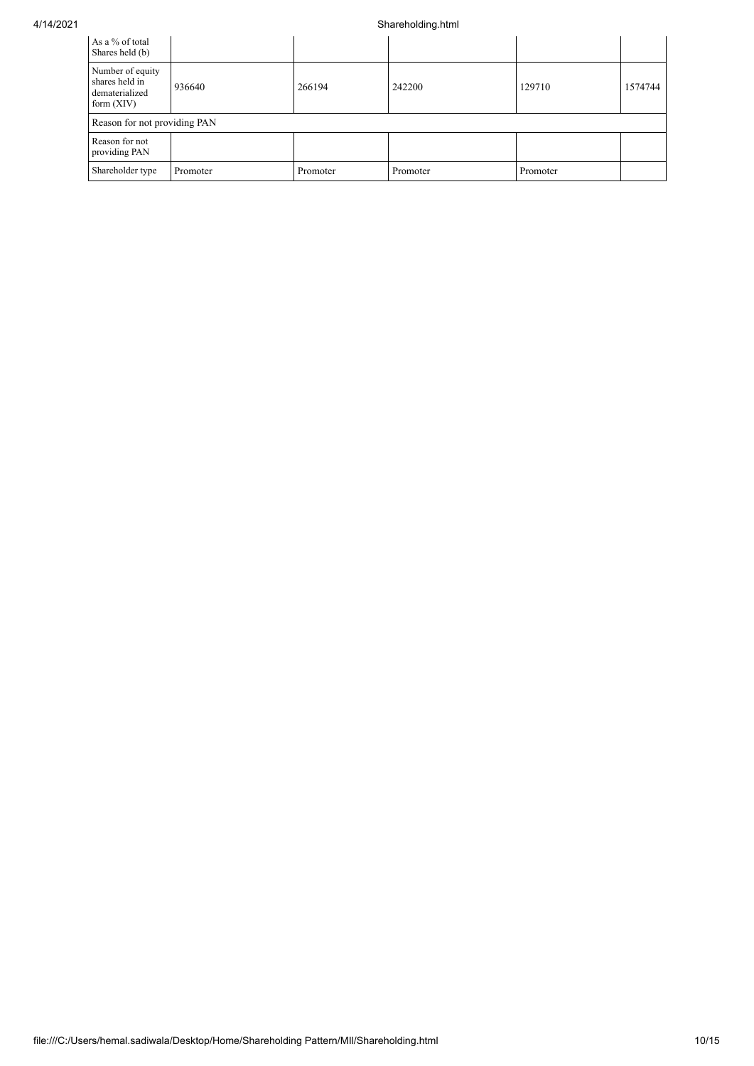| As a % of total Shares held (b) | | | | | |
|---|---|---|---|---|---|
| Number of equity shares held in dematerialized form (XIV) | 936640 | 266194 | 242200 | 129710 | 1574744 |
| Reason for not providing PAN | | | | | |
| Reason for not providing PAN | | | | | |
| Shareholder type | Promoter | Promoter | Promoter | Promoter | |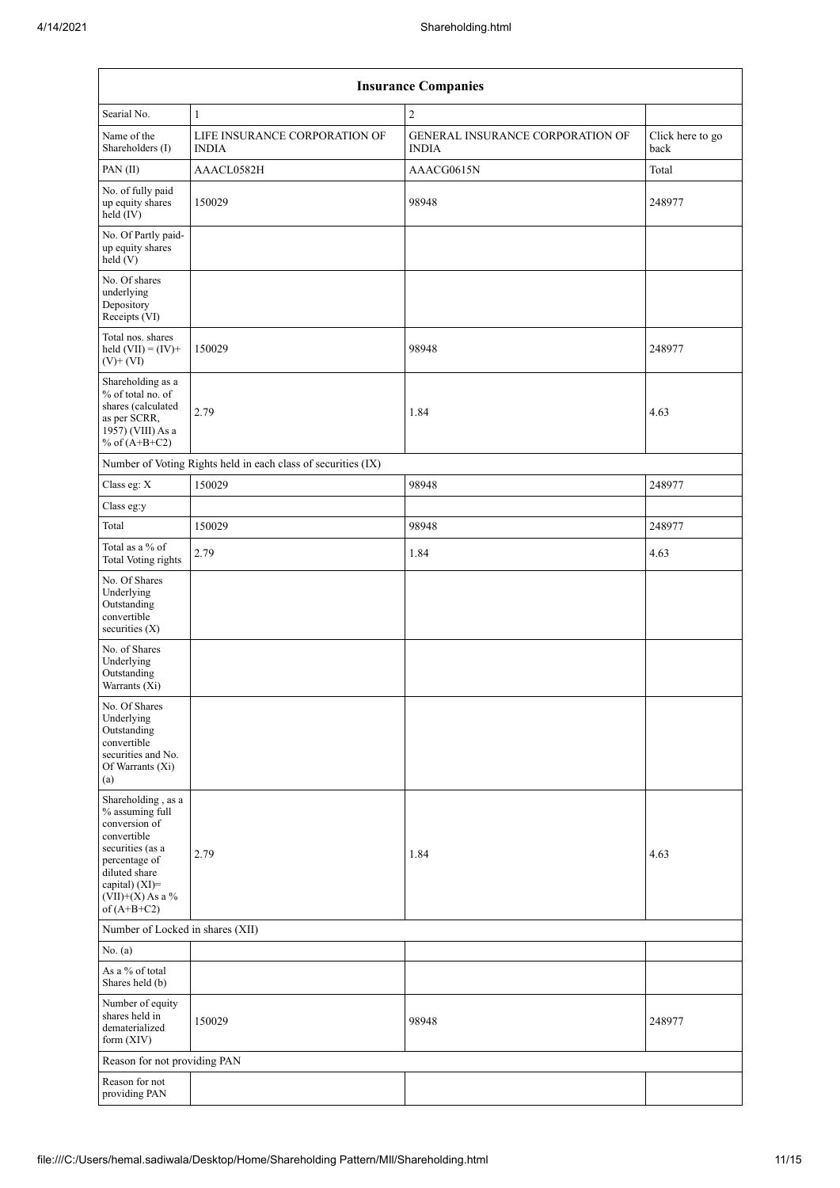| Insurance Companies | | | |
|---|---|---|---|
| Searial No. | 1 | 2 | |
| Name of the Shareholders (I) | LIFE INSURANCE CORPORATION OF INDIA | GENERAL INSURANCE CORPORATION OF INDIA | Click here to go back |
| PAN (II) | AAACL0582H | AAACG0615N | Total |
| No. of fully paid up equity shares held (IV) | 150029 | 98948 | 248977 |
| No. Of Partly paid-up equity shares held (V) | | | |
| No. Of shares underlying Depository Receipts (VI) | | | |
| Total nos. shares held (VII) = (IV)+ (V)+ (VI) | 150029 | 98948 | 248977 |
| Shareholding as a % of total no. of shares (calculated as per SCRR, 1957) (VIII) As a % of (A+B+C2) | 2.79 | 1.84 | 4.63 |
| Number of Voting Rights held in each class of securities (IX) | | | |
| Class eg: X | 150029 | 98948 | 248977 |
| Class eg:y | | | |
| Total | 150029 | 98948 | 248977 |
| Total as a % of Total Voting rights | 2.79 | 1.84 | 4.63 |
| No. Of Shares Underlying Outstanding convertible securities (X) | | | |
| No. of Shares Underlying Outstanding Warrants (Xi) | | | |
| No. Of Shares Underlying Outstanding convertible securities and No. Of Warrants (Xi) (a) | | | |
| Shareholding , as a % assuming full conversion of convertible securities (as a percentage of diluted share capital) (XI)= (VII)+(X) As a % of (A+B+C2) | 2.79 | 1.84 | 4.63 |
| Number of Locked in shares (XII) | | | |
| No. (a) | | | |
| As a % of total Shares held (b) | | | |
| Number of equity shares held in dematerialized form (XIV) | 150029 | 98948 | 248977 |
| Reason for not providing PAN | | | |
| Reason for not providing PAN | | | |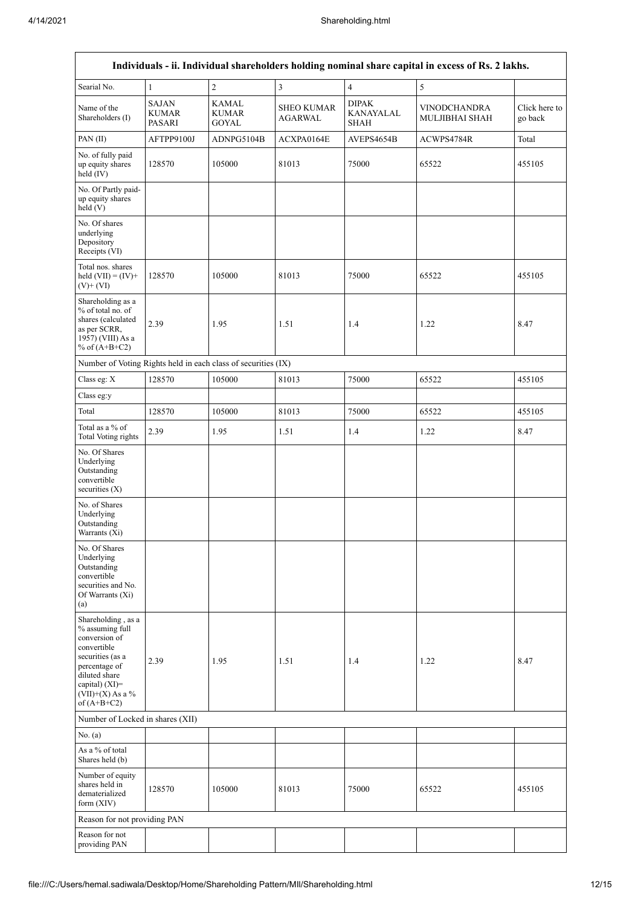| Individuals - ii. Individual shareholders holding nominal share capital in excess of Rs. 2 lakhs. | | | | | | |
|---|---|---|---|---|---|---|
| Searial No. | 1 | 2 | 3 | 4 | 5 | |
| Name of the Shareholders (I) | SAJAN KUMAR PASARI | KAMAL KUMAR GOYAL | SHEO KUMAR AGARWAL | DIPAK KANAYALAL SHAH | VINODCHANDRA MULJIBHAI SHAH | Click here to go back |
| PAN (II) | AFTPP9100J | ADNPG5104B | ACXPA0164E | AVEPS4654B | ACWPS4784R | Total |
| No. of fully paid up equity shares held (IV) | 128570 | 105000 | 81013 | 75000 | 65522 | 455105 |
| No. Of Partly paid-up equity shares held (V) | | | | | | |
| No. Of shares underlying Depository Receipts (VI) | | | | | | |
| Total nos. shares held (VII) = (IV)+(V)+ (VI) | 128570 | 105000 | 81013 | 75000 | 65522 | 455105 |
| Shareholding as a % of total no. of shares (calculated as per SCRR, 1957) (VIII) As a % of (A+B+C2) | 2.39 | 1.95 | 1.51 | 1.4 | 1.22 | 8.47 |
| Number of Voting Rights held in each class of securities (IX) | | | | | | |
| Class eg: X | 128570 | 105000 | 81013 | 75000 | 65522 | 455105 |
| Class eg:y | | | | | | |
| Total | 128570 | 105000 | 81013 | 75000 | 65522 | 455105 |
| Total as a % of Total Voting rights | 2.39 | 1.95 | 1.51 | 1.4 | 1.22 | 8.47 |
| No. Of Shares Underlying Outstanding convertible securities (X) | | | | | | |
| No. of Shares Underlying Outstanding Warrants (Xi) | | | | | | |
| No. Of Shares Underlying Outstanding convertible securities and No. Of Warrants (Xi) (a) | | | | | | |
| Shareholding , as a % assuming full conversion of convertible securities (as a percentage of diluted share capital) (XI)= (VII)+(X) As a % of (A+B+C2) | 2.39 | 1.95 | 1.51 | 1.4 | 1.22 | 8.47 |
| Number of Locked in shares (XII) | | | | | | |
| No. (a) | | | | | | |
| As a % of total Shares held (b) | | | | | | |
| Number of equity shares held in dematerialized form (XIV) | 128570 | 105000 | 81013 | 75000 | 65522 | 455105 |
| Reason for not providing PAN | | | | | | |
| Reason for not providing PAN | | | | | | |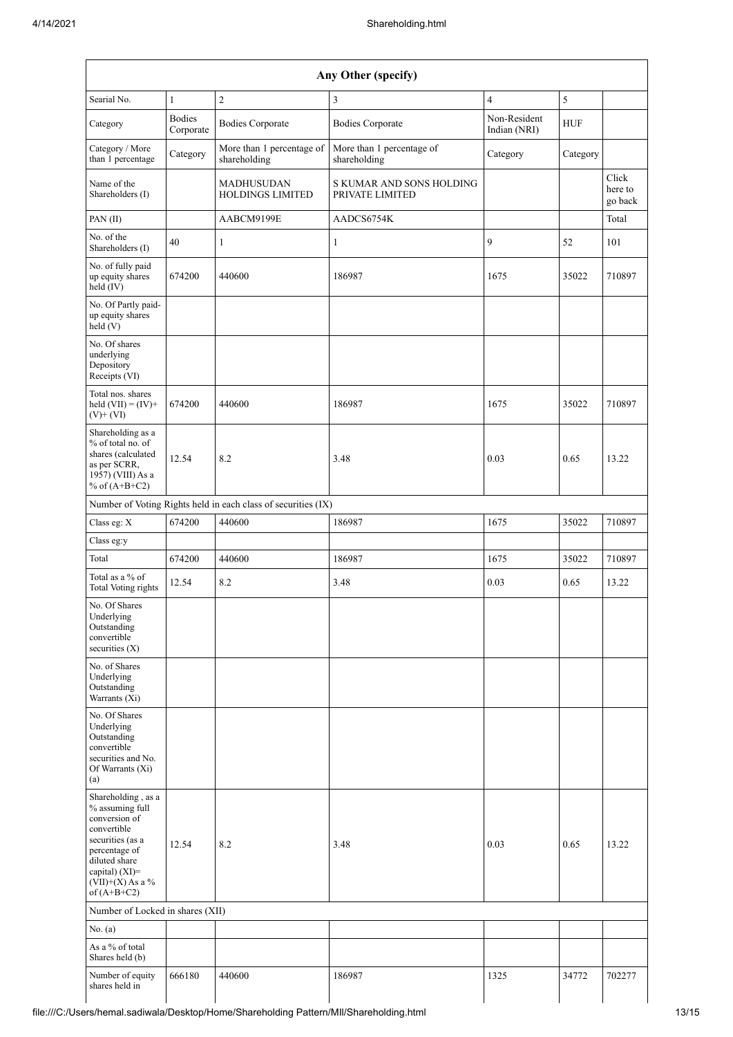| Any Other (specify) | | | | | | |
|---|---|---|---|---|---|---|
| Searial No. | 1 | 2 | 3 | 4 | 5 | |
| Category | Bodies Corporate | Bodies Corporate | Bodies Corporate | Non-Resident Indian (NRI) | HUF | |
| Category / More than 1 percentage | Category | More than 1 percentage of shareholding | More than 1 percentage of shareholding | Category | Category | |
| Name of the Shareholders (I) | | MADHUSUDAN HOLDINGS LIMITED | S KUMAR AND SONS HOLDING PRIVATE LIMITED | | | Click here to go back |
| PAN (II) | | AABCM9199E | AADCS6754K | | | Total |
| No. of the Shareholders (I) | 40 | 1 | 1 | 9 | 52 | 101 |
| No. of fully paid up equity shares held (IV) | 674200 | 440600 | 186987 | 1675 | 35022 | 710897 |
| No. Of Partly paid-up equity shares held (V) | | | | | | |
| No. Of shares underlying Depository Receipts (VI) | | | | | | |
| Total nos. shares held (VII) = (IV)+(V)+ (VI) | 674200 | 440600 | 186987 | 1675 | 35022 | 710897 |
| Shareholding as a % of total no. of shares (calculated as per SCRR, 1957) (VIII) As a % of (A+B+C2) | 12.54 | 8.2 | 3.48 | 0.03 | 0.65 | 13.22 |
| Number of Voting Rights held in each class of securities (IX) | | | | | | |
| Class eg: X | 674200 | 440600 | 186987 | 1675 | 35022 | 710897 |
| Class eg:y | | | | | | |
| Total | 674200 | 440600 | 186987 | 1675 | 35022 | 710897 |
| Total as a % of Total Voting rights | 12.54 | 8.2 | 3.48 | 0.03 | 0.65 | 13.22 |
| No. Of Shares Underlying Outstanding convertible securities (X) | | | | | | |
| No. of Shares Underlying Outstanding Warrants (Xi) | | | | | | |
| No. Of Shares Underlying Outstanding convertible securities and No. Of Warrants (Xi) (a) | | | | | | |
| Shareholding , as a % assuming full conversion of convertible securities (as a percentage of diluted share capital) (XI)= (VII)+(X) As a % of (A+B+C2) | 12.54 | 8.2 | 3.48 | 0.03 | 0.65 | 13.22 |
| Number of Locked in shares (XII) | | | | | | |
| No. (a) | | | | | | |
| As a % of total Shares held (b) | | | | | | |
| Number of equity shares held in | 666180 | 440600 | 186987 | 1325 | 34772 | 702277 |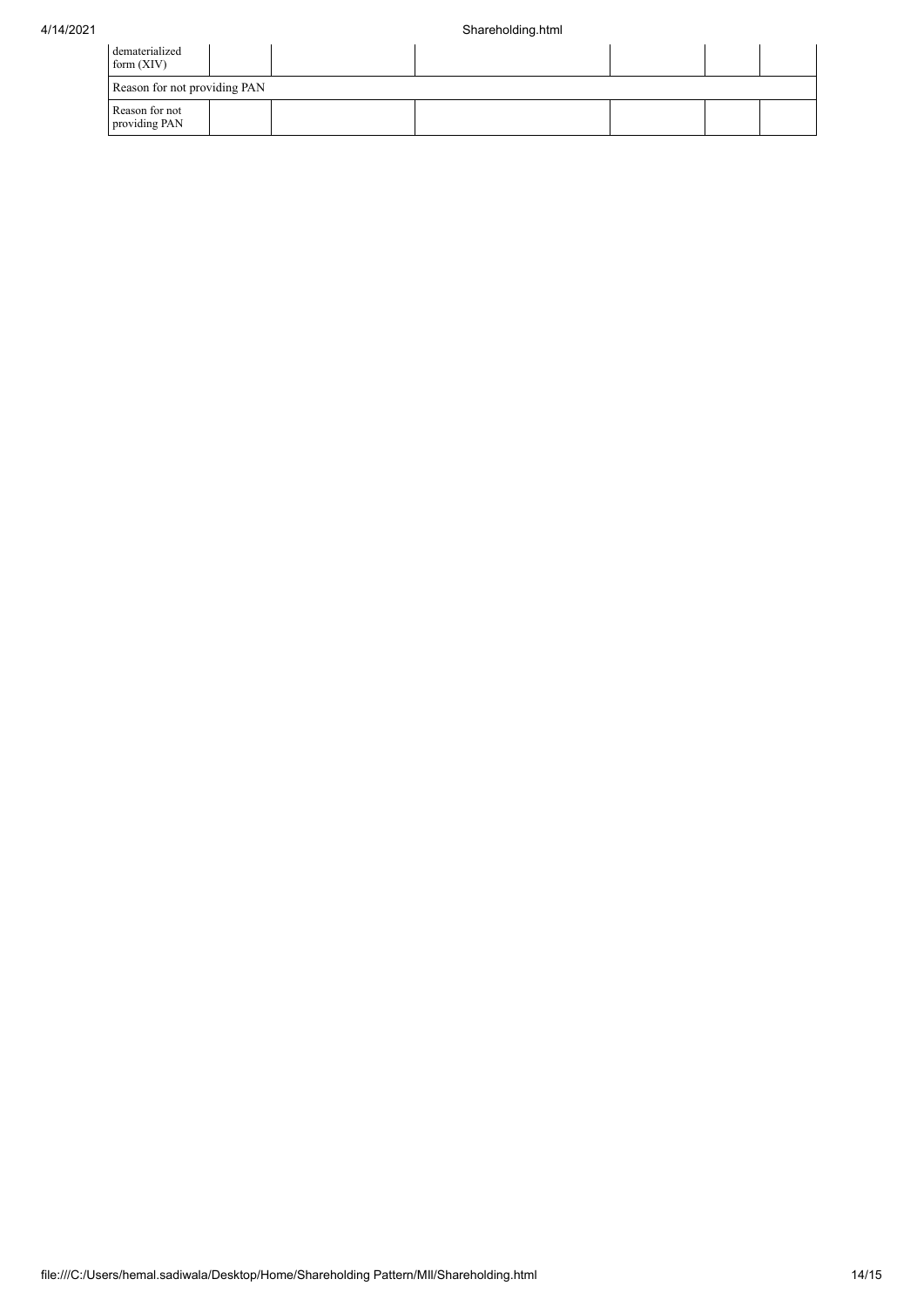| | | | | | | |
|---|---|---|---|---|---|---|
| dematerialized form (XIV) | | | | | | |
| Reason for not providing PAN | | | | | | |
| Reason for not providing PAN | | | | | | |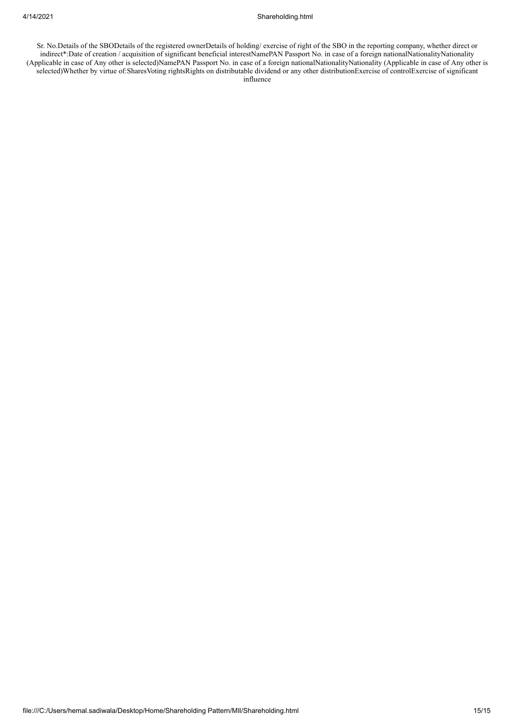Sr. No.Details of the SBODetails of the registered ownerDetails of holding/ exercise of right of the SBO in the reporting company, whether direct or indirect*:Date of creation / acquisition of significant beneficial interestNamePAN Passport No. in case of a foreign nationalNationalityNationality (Applicable in case of Any other is selected)NamePAN Passport No. in case of a foreign nationalNationalityNationality (Applicable in case of Any other is selected)Whether by virtue of:SharesVoting rightsRights on distributable dividend or any other distributionExercise of controlExercise of significant influence